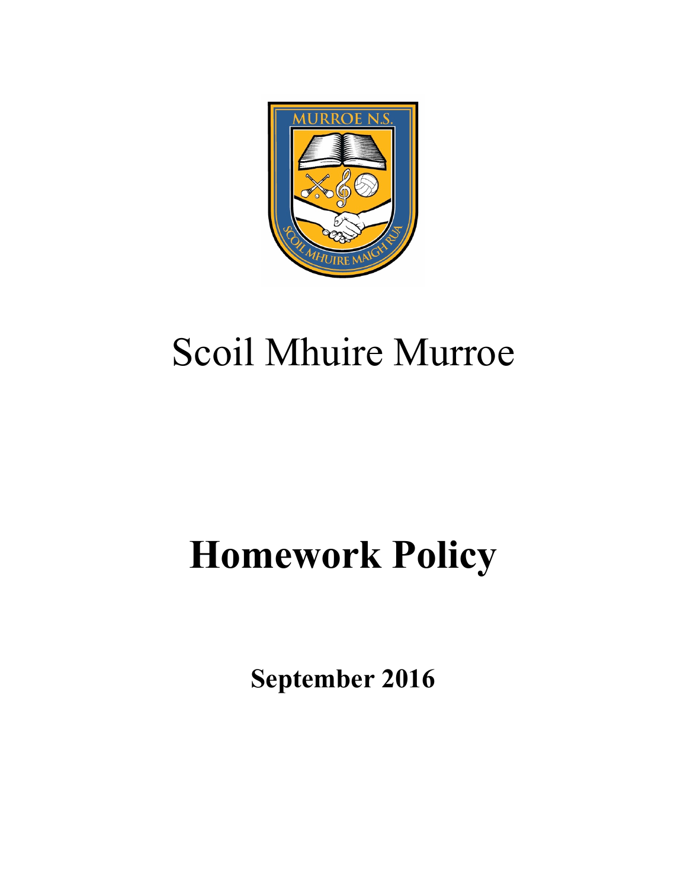# Scoil Mhuire Murroe

# Homework Policy

**September 2016**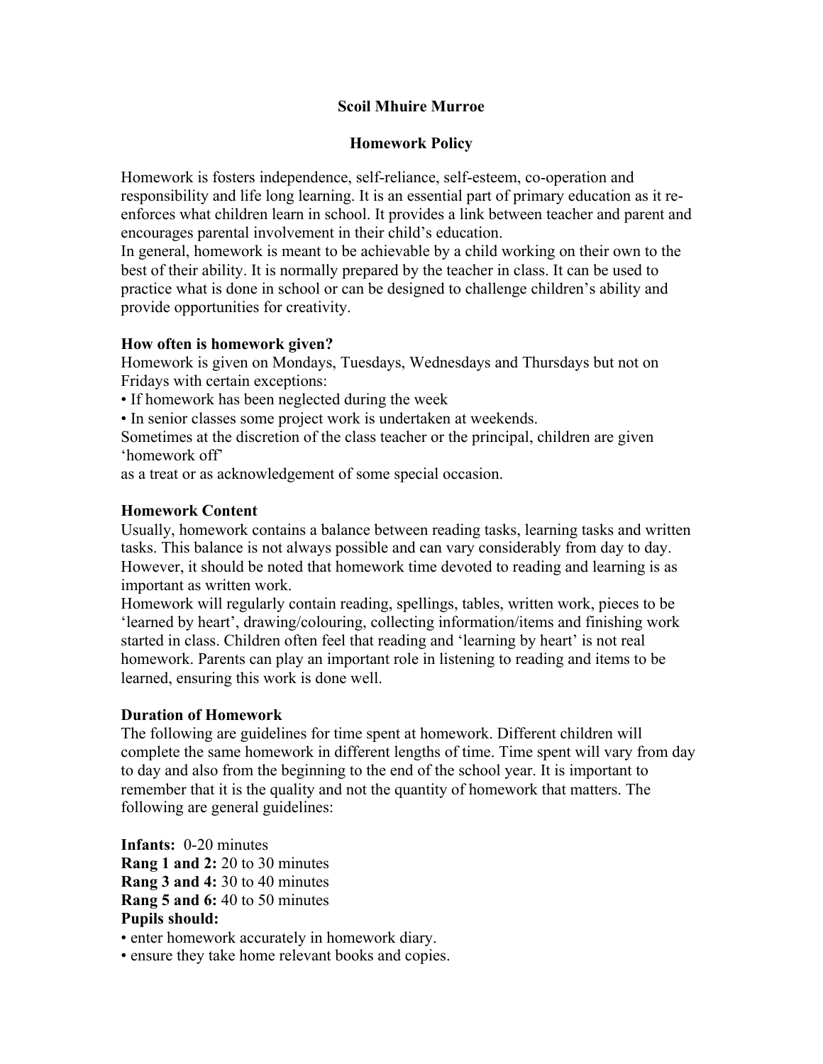**Scoil Mhuire Murroe**

**Homework Policy**

Homework is fosters independence, self-reliance, self-esteem, co-operation and responsibility and life long learning. It is an essential part of primary education as it re-enforces what children learn in school. It provides a link between teacher and parent and encourages parental involvement in their child's education.
In general, homework is meant to be achievable by a child working on their own to the best of their ability. It is normally prepared by the teacher in class. It can be used to practice what is done in school or can be designed to challenge children's ability and provide opportunities for creativity.

**How often is homework given?**
Homework is given on Mondays, Tuesdays, Wednesdays and Thursdays but not on Fridays with certain exceptions:

- If homework has been neglected during the week
- In senior classes some project work is undertaken at weekends.

Sometimes at the discretion of the class teacher or the principal, children are given 'homework off'
as a treat or as acknowledgement of some special occasion.

**Homework Content**
Usually, homework contains a balance between reading tasks, learning tasks and written tasks. This balance is not always possible and can vary considerably from day to day. However, it should be noted that homework time devoted to reading and learning is as important as written work.
Homework will regularly contain reading, spellings, tables, written work, pieces to be 'learned by heart', drawing/colouring, collecting information/items and finishing work started in class. Children often feel that reading and 'learning by heart' is not real homework. Parents can play an important role in listening to reading and items to be learned, ensuring this work is done well.

**Duration of Homework**
The following are guidelines for time spent at homework. Different children will complete the same homework in different lengths of time. Time spent will vary from day to day and also from the beginning to the end of the school year. It is important to remember that it is the quality and not the quantity of homework that matters. The following are general guidelines:

**Infants:** 0-20 minutes
**Rang 1 and 2:** 20 to 30 minutes
**Rang 3 and 4:** 30 to 40 minutes
**Rang 5 and 6:** 40 to 50 minutes

**Pupils should:**

- enter homework accurately in homework diary.
- ensure they take home relevant books and copies.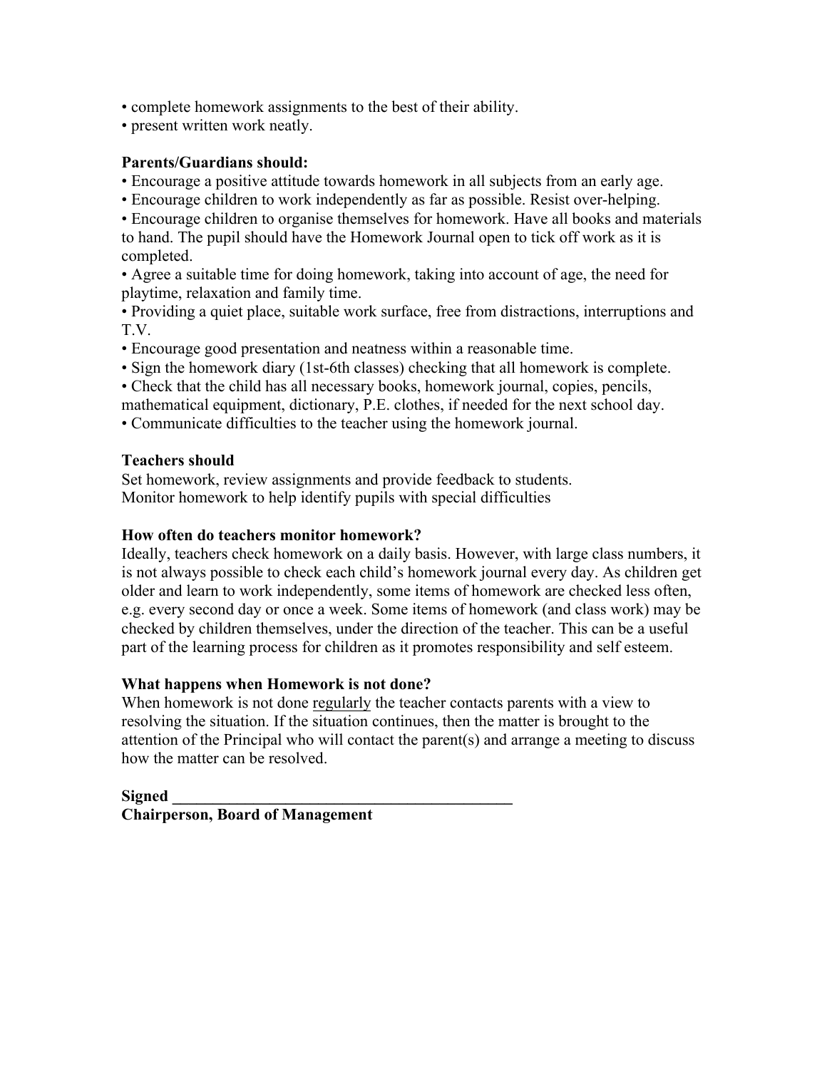- complete homework assignments to the best of their ability.
- present written work neatly.

**Parents/Guardians should:**

- Encourage a positive attitude towards homework in all subjects from an early age.
- Encourage children to work independently as far as possible. Resist over-helping.
- Encourage children to organise themselves for homework. Have all books and materials to hand. The pupil should have the Homework Journal open to tick off work as it is completed.
- Agree a suitable time for doing homework, taking into account of age, the need for playtime, relaxation and family time.
- Providing a quiet place, suitable work surface, free from distractions, interruptions and T.V.
- Encourage good presentation and neatness within a reasonable time.
- Sign the homework diary (1st-6th classes) checking that all homework is complete.
- Check that the child has all necessary books, homework journal, copies, pencils, mathematical equipment, dictionary, P.E. clothes, if needed for the next school day.
- Communicate difficulties to the teacher using the homework journal.

**Teachers should**

Set homework, review assignments and provide feedback to students.
Monitor homework to help identify pupils with special difficulties

**How often do teachers monitor homework?**

Ideally, teachers check homework on a daily basis. However, with large class numbers, it is not always possible to check each child's homework journal every day. As children get older and learn to work independently, some items of homework are checked less often, e.g. every second day or once a week. Some items of homework (and class work) may be checked by children themselves, under the direction of the teacher. This can be a useful part of the learning process for children as it promotes responsibility and self esteem.

**What happens when Homework is not done?**

When homework is not done <u>regularly</u> the teacher contacts parents with a view to resolving the situation. If the situation continues, then the matter is brought to the attention of the Principal who will contact the parent(s) and arrange a meeting to discuss how the matter can be resolved.

**Signed \_\_\_\_\_\_\_\_\_\_\_\_\_\_\_\_\_\_\_\_\_\_\_\_\_\_\_\_\_\_\_\_\_\_\_\_\_\_\_\_\_\_\_\_**
**Chairperson, Board of Management**